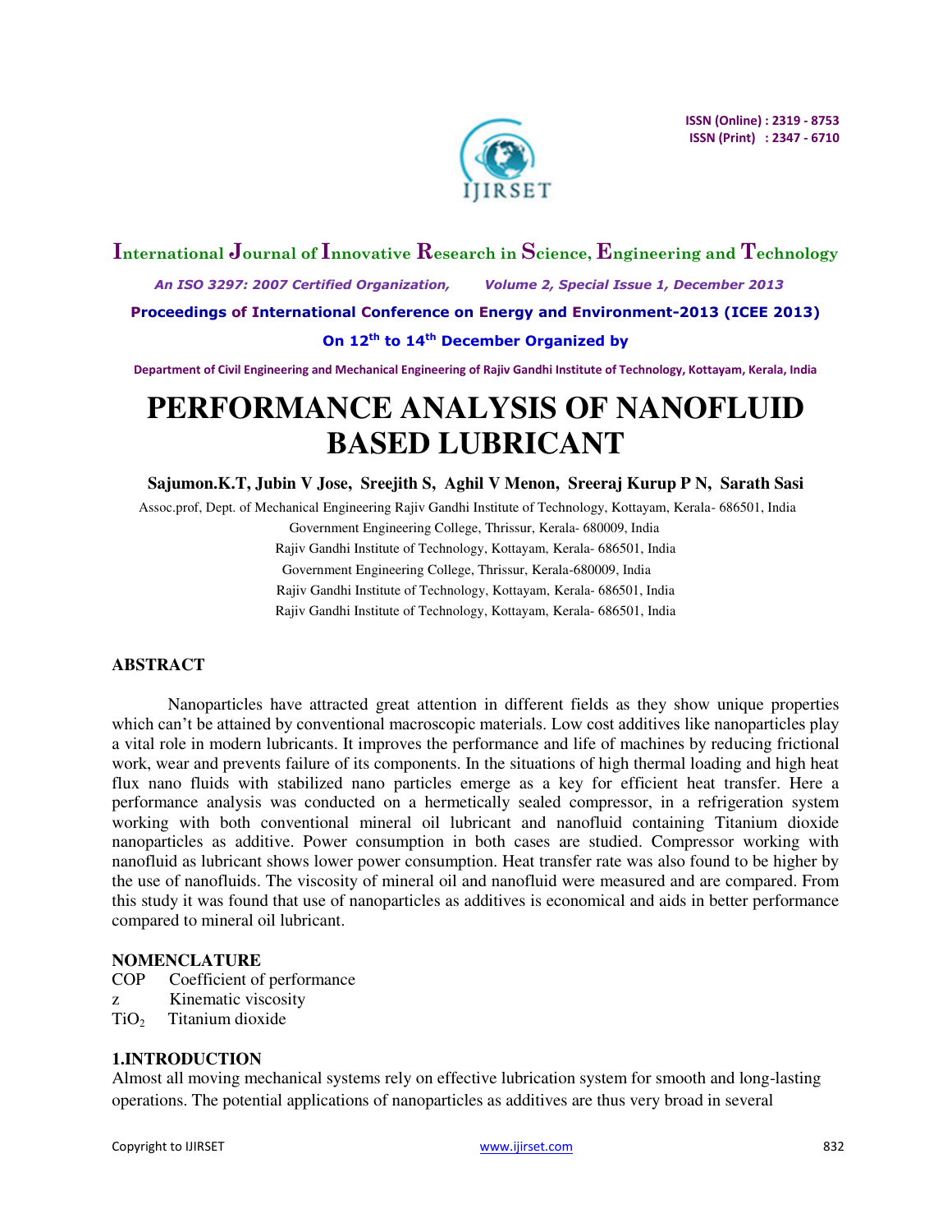# PERFORMANCE ANALYSIS OF NANOFLUID BASED LUBRICANT

**Sajumon.K.T, Jubin V Jose, Sreejith S, Aghil V Menon, Sreeraj Kurup P N, Sarath Sasi**

Assoc.prof, Dept. of Mechanical Engineering Rajiv Gandhi Institute of Technology, Kottayam, Kerala- 686501, India

Government Engineering College, Thrissur, Kerala- 680009, India

Rajiv Gandhi Institute of Technology, Kottayam, Kerala- 686501, India

Government Engineering College, Thrissur, Kerala-680009, India

Rajiv Gandhi Institute of Technology, Kottayam, Kerala- 686501, India

Rajiv Gandhi Institute of Technology, Kottayam, Kerala- 686501, India

## ABSTRACT

Nanoparticles have attracted great attention in different fields as they show unique properties which can't be attained by conventional macroscopic materials. Low cost additives like nanoparticles play a vital role in modern lubricants. It improves the performance and life of machines by reducing frictional work, wear and prevents failure of its components. In the situations of high thermal loading and high heat flux nano fluids with stabilized nano particles emerge as a key for efficient heat transfer. Here a performance analysis was conducted on a hermetically sealed compressor, in a refrigeration system working with both conventional mineral oil lubricant and nanofluid containing Titanium dioxide nanoparticles as additive. Power consumption in both cases are studied. Compressor working with nanofluid as lubricant shows lower power consumption. Heat transfer rate was also found to be higher by the use of nanofluids. The viscosity of mineral oil and nanofluid were measured and are compared. From this study it was found that use of nanoparticles as additives is economical and aids in better performance compared to mineral oil lubricant.

## NOMENCLATURE

| | |
|---|---|
| COP | Coefficient of performance |
| z | Kinematic viscosity |
| $TiO_2$ | Titanium dioxide |

## 1.INTRODUCTION

Almost all moving mechanical systems rely on effective lubrication system for smooth and long-lasting operations. The potential applications of nanoparticles as additives are thus very broad in several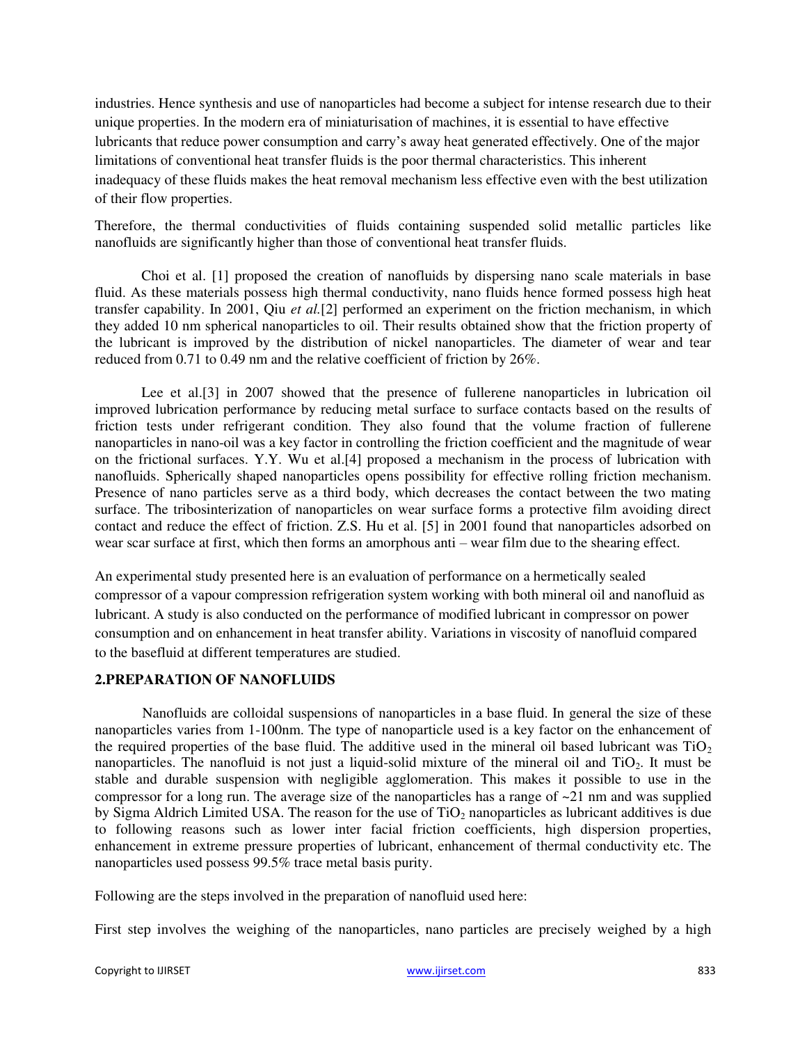industries. Hence synthesis and use of nanoparticles had become a subject for intense research due to their unique properties. In the modern era of miniaturisation of machines, it is essential to have effective lubricants that reduce power consumption and carry's away heat generated effectively. One of the major limitations of conventional heat transfer fluids is the poor thermal characteristics. This inherent inadequacy of these fluids makes the heat removal mechanism less effective even with the best utilization of their flow properties.

Therefore, the thermal conductivities of fluids containing suspended solid metallic particles like nanofluids are significantly higher than those of conventional heat transfer fluids.

Choi et al. [1] proposed the creation of nanofluids by dispersing nano scale materials in base fluid. As these materials possess high thermal conductivity, nano fluids hence formed possess high heat transfer capability. In 2001, Qiu *et al.*[2] performed an experiment on the friction mechanism, in which they added 10 nm spherical nanoparticles to oil. Their results obtained show that the friction property of the lubricant is improved by the distribution of nickel nanoparticles. The diameter of wear and tear reduced from 0.71 to 0.49 nm and the relative coefficient of friction by 26%.

Lee et al.[3] in 2007 showed that the presence of fullerene nanoparticles in lubrication oil improved lubrication performance by reducing metal surface to surface contacts based on the results of friction tests under refrigerant condition. They also found that the volume fraction of fullerene nanoparticles in nano-oil was a key factor in controlling the friction coefficient and the magnitude of wear on the frictional surfaces. Y.Y. Wu et al.[4] proposed a mechanism in the process of lubrication with nanofluids. Spherically shaped nanoparticles opens possibility for effective rolling friction mechanism. Presence of nano particles serve as a third body, which decreases the contact between the two mating surface. The tribosinterization of nanoparticles on wear surface forms a protective film avoiding direct contact and reduce the effect of friction. Z.S. Hu et al. [5] in 2001 found that nanoparticles adsorbed on wear scar surface at first, which then forms an amorphous anti – wear film due to the shearing effect.

An experimental study presented here is an evaluation of performance on a hermetically sealed compressor of a vapour compression refrigeration system working with both mineral oil and nanofluid as lubricant. A study is also conducted on the performance of modified lubricant in compressor on power consumption and on enhancement in heat transfer ability. Variations in viscosity of nanofluid compared to the basefluid at different temperatures are studied.

## 2.PREPARATION OF NANOFLUIDS

Nanofluids are colloidal suspensions of nanoparticles in a base fluid. In general the size of these nanoparticles varies from 1-100nm. The type of nanoparticle used is a key factor on the enhancement of the required properties of the base fluid. The additive used in the mineral oil based lubricant was $TiO_2$ nanoparticles. The nanofluid is not just a liquid-solid mixture of the mineral oil and $TiO_2$. It must be stable and durable suspension with negligible agglomeration. This makes it possible to use in the compressor for a long run. The average size of the nanoparticles has a range of ~21 nm and was supplied by Sigma Aldrich Limited USA. The reason for the use of $TiO_2$ nanoparticles as lubricant additives is due to following reasons such as lower inter facial friction coefficients, high dispersion properties, enhancement in extreme pressure properties of lubricant, enhancement of thermal conductivity etc. The nanoparticles used possess 99.5% trace metal basis purity.

Following are the steps involved in the preparation of nanofluid used here:

First step involves the weighing of the nanoparticles, nano particles are precisely weighed by a high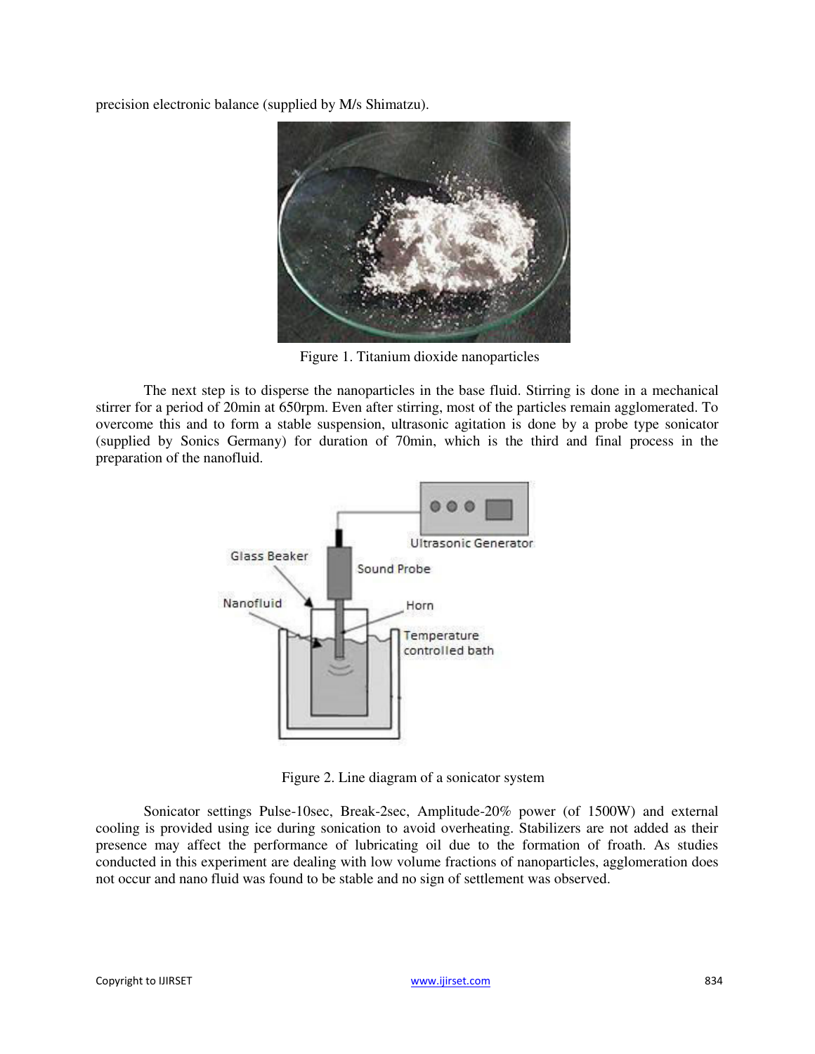precision electronic balance (supplied by M/s Shimatzu).

Figure 1. Titanium dioxide nanoparticles

The next step is to disperse the nanoparticles in the base fluid. Stirring is done in a mechanical stirrer for a period of 20min at 650rpm. Even after stirring, most of the particles remain agglomerated. To overcome this and to form a stable suspension, ultrasonic agitation is done by a probe type sonicator (supplied by Sonics Germany) for duration of 70min, which is the third and final process in the preparation of the nanofluid.

Figure 2. Line diagram of a sonicator system

Sonicator settings Pulse-10sec, Break-2sec, Amplitude-20% power (of 1500W) and external cooling is provided using ice during sonication to avoid overheating. Stabilizers are not added as their presence may affect the performance of lubricating oil due to the formation of froath. As studies conducted in this experiment are dealing with low volume fractions of nanoparticles, agglomeration does not occur and nano fluid was found to be stable and no sign of settlement was observed.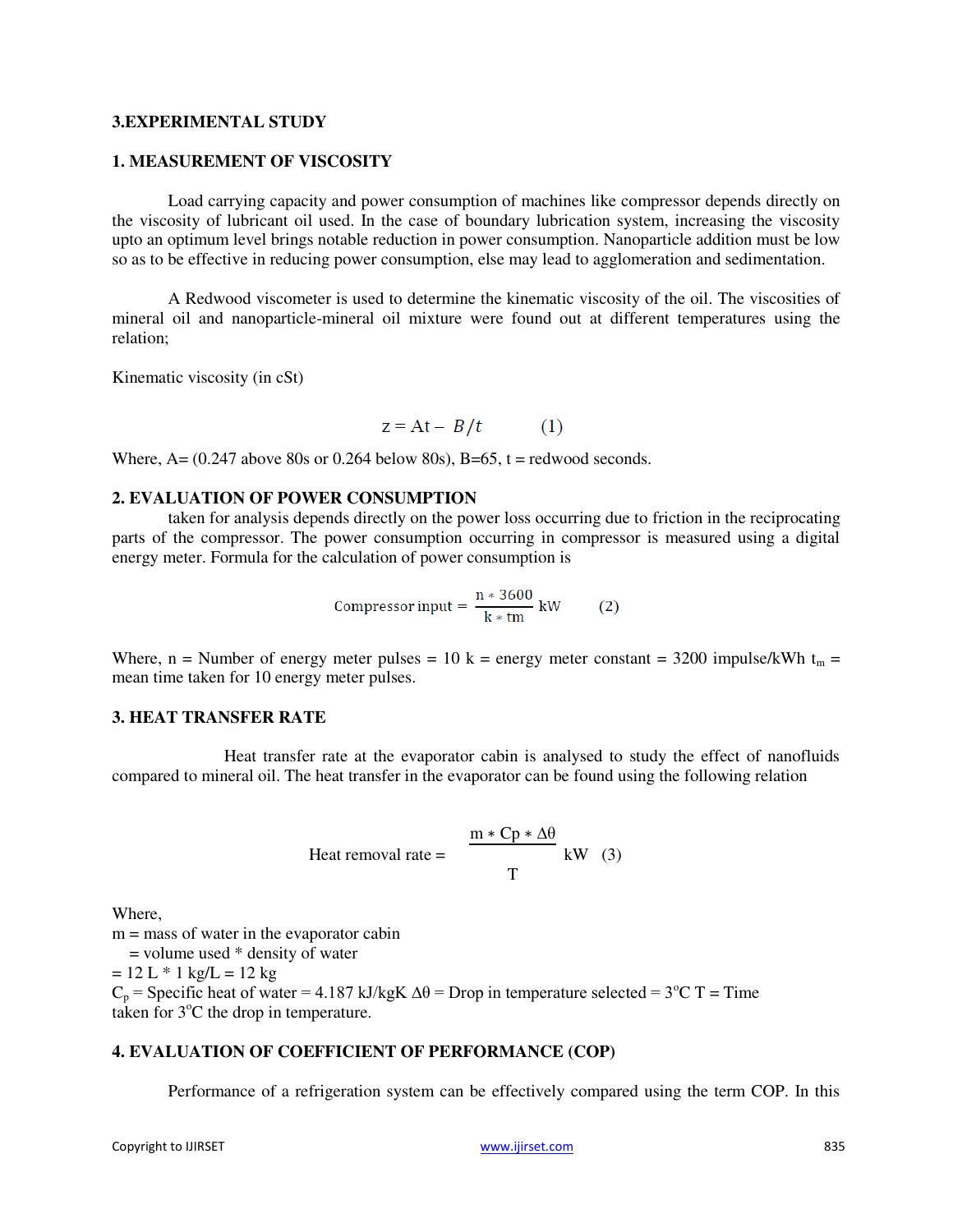## 3.EXPERIMENTAL STUDY

### 1. MEASUREMENT OF VISCOSITY

Load carrying capacity and power consumption of machines like compressor depends directly on the viscosity of lubricant oil used. In the case of boundary lubrication system, increasing the viscosity upto an optimum level brings notable reduction in power consumption. Nanoparticle addition must be low so as to be effective in reducing power consumption, else may lead to agglomeration and sedimentation.

A Redwood viscometer is used to determine the kinematic viscosity of the oil. The viscosities of mineral oil and nanoparticle-mineral oil mixture were found out at different temperatures using the relation;

Kinematic viscosity (in cSt)

$$z = \mathrm{A}t - B/t \qquad (1)$$

Where, A= (0.247 above 80s or 0.264 below 80s), B=65, t = redwood seconds.

### 2. EVALUATION OF POWER CONSUMPTION

taken for analysis depends directly on the power loss occurring due to friction in the reciprocating parts of the compressor. The power consumption occurring in compressor is measured using a digital energy meter. Formula for the calculation of power consumption is

$$\text{Compressor input} = \frac{\mathrm{n} * 3600}{\mathrm{k} * \mathrm{tm}} \ \mathrm{kW} \qquad (2)$$

Where, n = Number of energy meter pulses = 10 k = energy meter constant = 3200 impulse/kWh $t_m$ = mean time taken for 10 energy meter pulses.

### 3. HEAT TRANSFER RATE

Heat transfer rate at the evaporator cabin is analysed to study the effect of nanofluids compared to mineral oil. The heat transfer in the evaporator can be found using the following relation

$$\text{Heat removal rate} = \frac{\mathrm{m} * \mathrm{Cp} * \Delta\theta}{\mathrm{T}} \ \mathrm{kW} \quad (3)$$

Where,
m = mass of water in the evaporator cabin
= volume used * density of water
= 12 L * 1 kg/L = 12 kg
$C_p$ = Specific heat of water = 4.187 kJ/kgK $\Delta\theta$ = Drop in temperature selected = $3^{o}$C T = Time taken for $3^{o}$C the drop in temperature.

### 4. EVALUATION OF COEFFICIENT OF PERFORMANCE (COP)

Performance of a refrigeration system can be effectively compared using the term COP. In this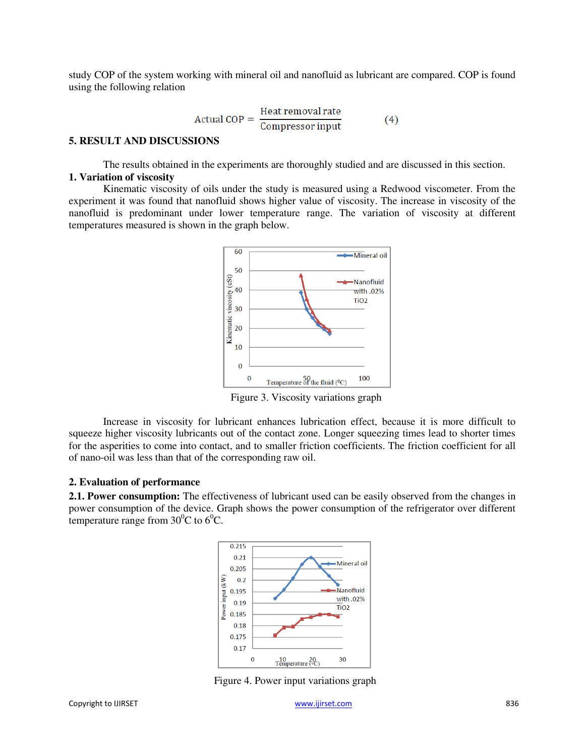study COP of the system working with mineral oil and nanofluid as lubricant are compared. COP is found using the following relation

$$\text{Actual COP} = \frac{\text{Heat removal rate}}{\text{Compressor input}} \qquad (4)$$

## 5. RESULT AND DISCUSSIONS

The results obtained in the experiments are thoroughly studied and are discussed in this section.

### 1. Variation of viscosity

Kinematic viscosity of oils under the study is measured using a Redwood viscometer. From the experiment it was found that nanofluid shows higher value of viscosity. The increase in viscosity of the nanofluid is predominant under lower temperature range. The variation of viscosity at different temperatures measured is shown in the graph below.

Figure 3. Viscosity variations graph

Increase in viscosity for lubricant enhances lubrication effect, because it is more difficult to squeeze higher viscosity lubricants out of the contact zone. Longer squeezing times lead to shorter times for the asperities to come into contact, and to smaller friction coefficients. The friction coefficient for all of nano-oil was less than that of the corresponding raw oil.

### 2. Evaluation of performance

**2.1. Power consumption:** The effectiveness of lubricant used can be easily observed from the changes in power consumption of the device. Graph shows the power consumption of the refrigerator over different temperature range from 30$^0$C to 6$^0$C.

Figure 4. Power input variations graph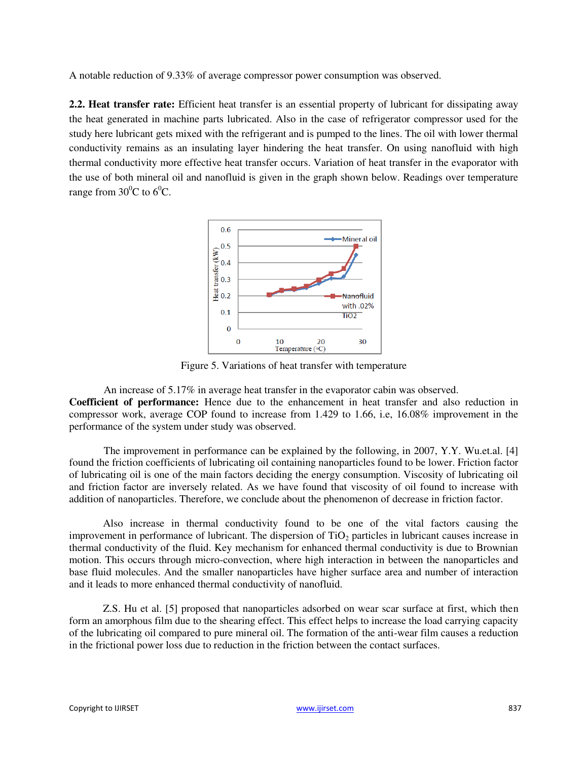A notable reduction of 9.33% of average compressor power consumption was observed.

**2.2. Heat transfer rate:** Efficient heat transfer is an essential property of lubricant for dissipating away the heat generated in machine parts lubricated. Also in the case of refrigerator compressor used for the study here lubricant gets mixed with the refrigerant and is pumped to the lines. The oil with lower thermal conductivity remains as an insulating layer hindering the heat transfer. On using nanofluid with high thermal conductivity more effective heat transfer occurs. Variation of heat transfer in the evaporator with the use of both mineral oil and nanofluid is given in the graph shown below. Readings over temperature range from $30^0$C to $6^0$C.

Figure 5. Variations of heat transfer with temperature

An increase of 5.17% in average heat transfer in the evaporator cabin was observed.

**Coefficient of performance:** Hence due to the enhancement in heat transfer and also reduction in compressor work, average COP found to increase from 1.429 to 1.66, i.e, 16.08% improvement in the performance of the system under study was observed.

The improvement in performance can be explained by the following, in 2007, Y.Y. Wu.et.al. [4] found the friction coefficients of lubricating oil containing nanoparticles found to be lower. Friction factor of lubricating oil is one of the main factors deciding the energy consumption. Viscosity of lubricating oil and friction factor are inversely related. As we have found that viscosity of oil found to increase with addition of nanoparticles. Therefore, we conclude about the phenomenon of decrease in friction factor.

Also increase in thermal conductivity found to be one of the vital factors causing the improvement in performance of lubricant. The dispersion of $TiO_2$ particles in lubricant causes increase in thermal conductivity of the fluid. Key mechanism for enhanced thermal conductivity is due to Brownian motion. This occurs through micro-convection, where high interaction in between the nanoparticles and base fluid molecules. And the smaller nanoparticles have higher surface area and number of interaction and it leads to more enhanced thermal conductivity of nanofluid.

Z.S. Hu et al. [5] proposed that nanoparticles adsorbed on wear scar surface at first, which then form an amorphous film due to the shearing effect. This effect helps to increase the load carrying capacity of the lubricating oil compared to pure mineral oil. The formation of the anti-wear film causes a reduction in the frictional power loss due to reduction in the friction between the contact surfaces.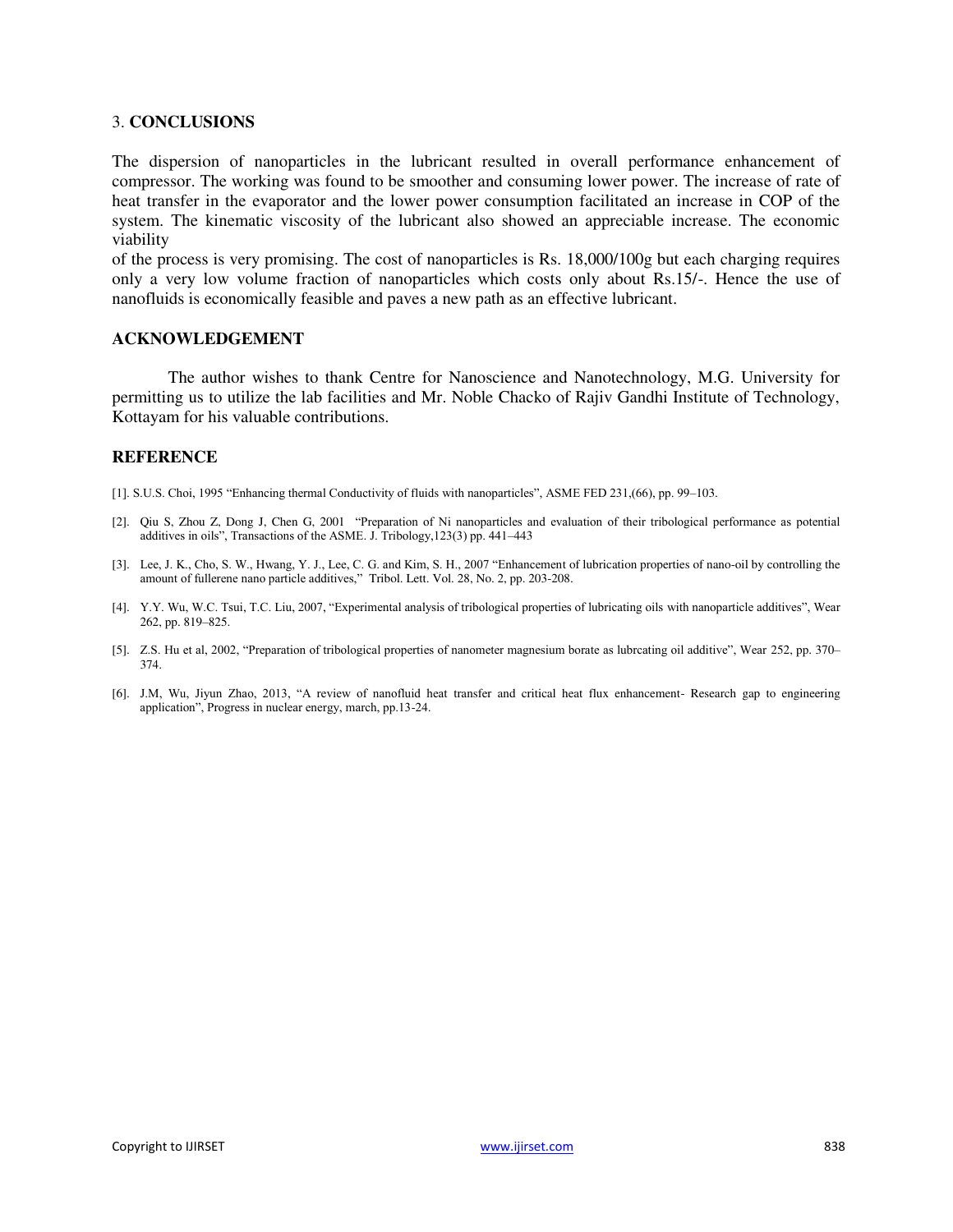## 3. **CONCLUSIONS**

The dispersion of nanoparticles in the lubricant resulted in overall performance enhancement of compressor. The working was found to be smoother and consuming lower power. The increase of rate of heat transfer in the evaporator and the lower power consumption facilitated an increase in COP of the system. The kinematic viscosity of the lubricant also showed an appreciable increase. The economic viability

of the process is very promising. The cost of nanoparticles is Rs. 18,000/100g but each charging requires only a very low volume fraction of nanoparticles which costs only about Rs.15/-. Hence the use of nanofluids is economically feasible and paves a new path as an effective lubricant.

## ACKNOWLEDGEMENT

The author wishes to thank Centre for Nanoscience and Nanotechnology, M.G. University for permitting us to utilize the lab facilities and Mr. Noble Chacko of Rajiv Gandhi Institute of Technology, Kottayam for his valuable contributions.

## REFERENCE

[1]. S.U.S. Choi, 1995 "Enhancing thermal Conductivity of fluids with nanoparticles", ASME FED 231,(66), pp. 99–103.

[2]. Qiu S, Zhou Z, Dong J, Chen G, 2001 "Preparation of Ni nanoparticles and evaluation of their tribological performance as potential additives in oils", Transactions of the ASME. J. Tribology,123(3) pp. 441–443

[3]. Lee, J. K., Cho, S. W., Hwang, Y. J., Lee, C. G. and Kim, S. H., 2007 "Enhancement of lubrication properties of nano-oil by controlling the amount of fullerene nano particle additives," Tribol. Lett. Vol. 28, No. 2, pp. 203-208.

[4]. Y.Y. Wu, W.C. Tsui, T.C. Liu, 2007, "Experimental analysis of tribological properties of lubricating oils with nanoparticle additives", Wear 262, pp. 819–825.

[5]. Z.S. Hu et al, 2002, "Preparation of tribological properties of nanometer magnesium borate as lubrcating oil additive", Wear 252, pp. 370–374.

[6]. J.M, Wu, Jiyun Zhao, 2013, "A review of nanofluid heat transfer and critical heat flux enhancement- Research gap to engineering application", Progress in nuclear energy, march, pp.13-24.